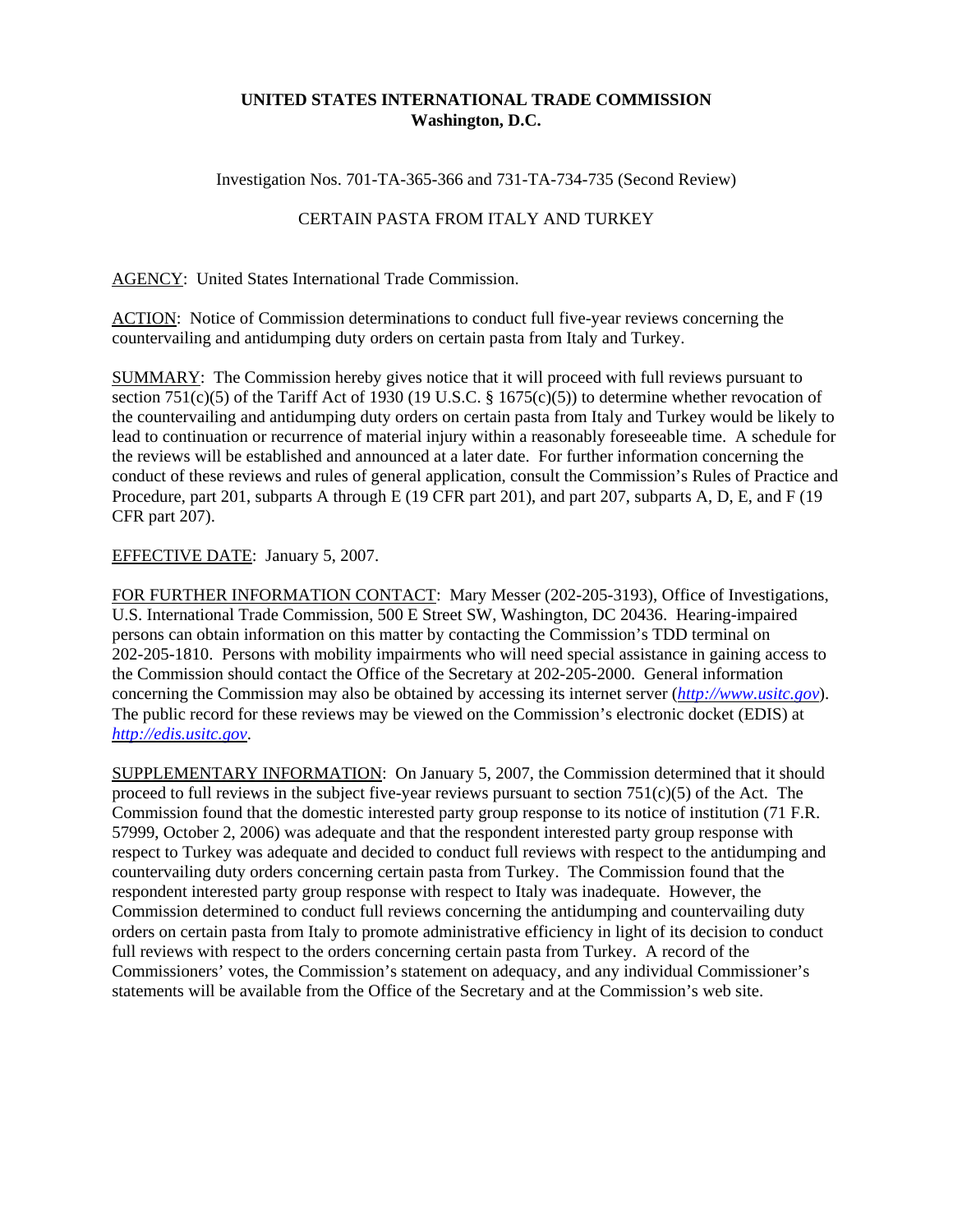**UNITED STATES INTERNATIONAL TRADE COMMISSION**
**Washington, D.C.**

Investigation Nos. 701-TA-365-366 and 731-TA-734-735 (Second Review)

CERTAIN PASTA FROM ITALY AND TURKEY

AGENCY: United States International Trade Commission.

ACTION: Notice of Commission determinations to conduct full five-year reviews concerning the countervailing and antidumping duty orders on certain pasta from Italy and Turkey.

SUMMARY: The Commission hereby gives notice that it will proceed with full reviews pursuant to section 751(c)(5) of the Tariff Act of 1930 (19 U.S.C. § 1675(c)(5)) to determine whether revocation of the countervailing and antidumping duty orders on certain pasta from Italy and Turkey would be likely to lead to continuation or recurrence of material injury within a reasonably foreseeable time. A schedule for the reviews will be established and announced at a later date. For further information concerning the conduct of these reviews and rules of general application, consult the Commission's Rules of Practice and Procedure, part 201, subparts A through E (19 CFR part 201), and part 207, subparts A, D, E, and F (19 CFR part 207).

EFFECTIVE DATE: January 5, 2007.

FOR FURTHER INFORMATION CONTACT: Mary Messer (202-205-3193), Office of Investigations, U.S. International Trade Commission, 500 E Street SW, Washington, DC 20436. Hearing-impaired persons can obtain information on this matter by contacting the Commission's TDD terminal on 202-205-1810. Persons with mobility impairments who will need special assistance in gaining access to the Commission should contact the Office of the Secretary at 202-205-2000. General information concerning the Commission may also be obtained by accessing its internet server (*http://www.usitc.gov*). The public record for these reviews may be viewed on the Commission's electronic docket (EDIS) at *http://edis.usitc.gov*.

SUPPLEMENTARY INFORMATION: On January 5, 2007, the Commission determined that it should proceed to full reviews in the subject five-year reviews pursuant to section 751(c)(5) of the Act. The Commission found that the domestic interested party group response to its notice of institution (71 F.R. 57999, October 2, 2006) was adequate and that the respondent interested party group response with respect to Turkey was adequate and decided to conduct full reviews with respect to the antidumping and countervailing duty orders concerning certain pasta from Turkey. The Commission found that the respondent interested party group response with respect to Italy was inadequate. However, the Commission determined to conduct full reviews concerning the antidumping and countervailing duty orders on certain pasta from Italy to promote administrative efficiency in light of its decision to conduct full reviews with respect to the orders concerning certain pasta from Turkey. A record of the Commissioners' votes, the Commission's statement on adequacy, and any individual Commissioner's statements will be available from the Office of the Secretary and at the Commission's web site.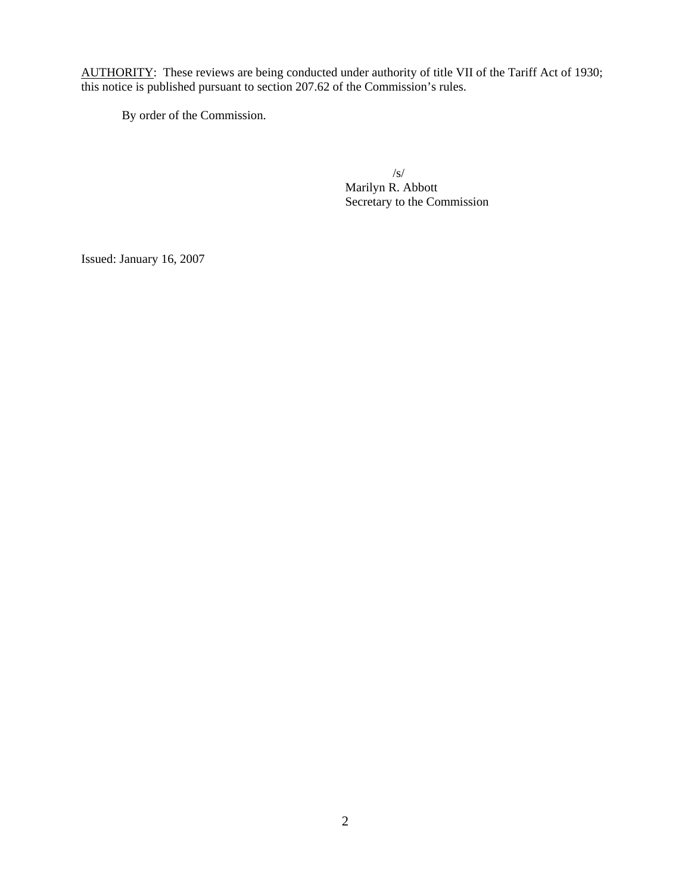<u>AUTHORITY</u>: These reviews are being conducted under authority of title VII of the Tariff Act of 1930; this notice is published pursuant to section 207.62 of the Commission's rules.

By order of the Commission.

/s/
Marilyn R. Abbott
Secretary to the Commission

Issued: January 16, 2007